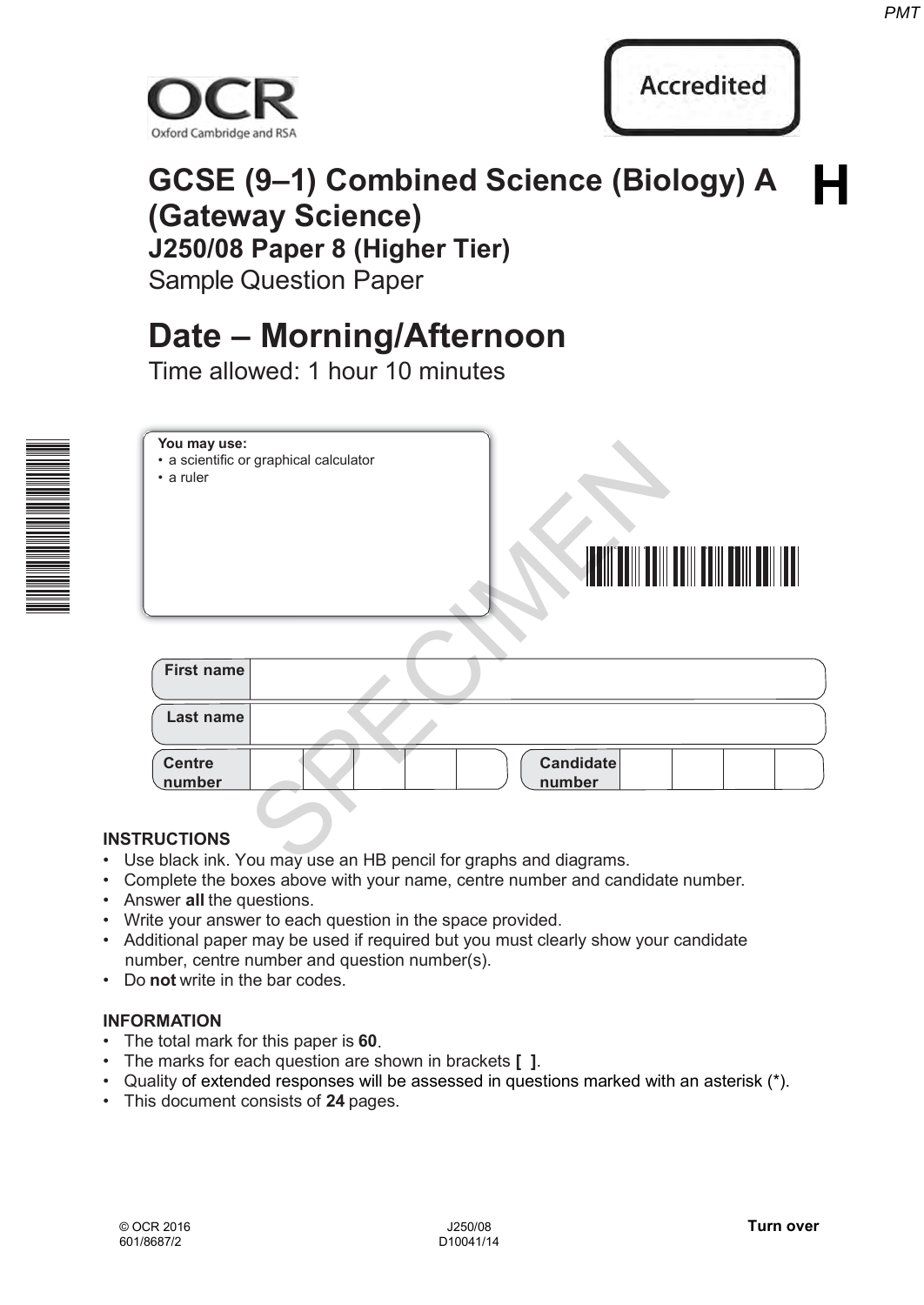OCR
Oxford Cambridge and RSA

Accredited

# GCSE (9–1) Combined Science (Biology) A (Gateway Science)

**H**

## J250/08 Paper 8 (Higher Tier)

Sample Question Paper

# Date – Morning/Afternoon

Time allowed: 1 hour 10 minutes

**You may use:**
- a scientific or graphical calculator
- a ruler

| **First name** | |
|---|---|
| **Last name** | |

| **Centre number** | | | | | | **Candidate number** | | | | |
|---|---|---|---|---|---|---|---|---|---|---|

SPECIMEN

**INSTRUCTIONS**

- Use black ink. You may use an HB pencil for graphs and diagrams.
- Complete the boxes above with your name, centre number and candidate number.
- Answer **all** the questions.
- Write your answer to each question in the space provided.
- Additional paper may be used if required but you must clearly show your candidate number, centre number and question number(s).
- Do **not** write in the bar codes.

**INFORMATION**

- The total mark for this paper is **60**.
- The marks for each question are shown in brackets **[ ]**.
- Quality of extended responses will be assessed in questions marked with an asterisk (*).
- This document consists of **24** pages.

© OCR 2016
601/8687/2

J250/08
D10041/14

**Turn over**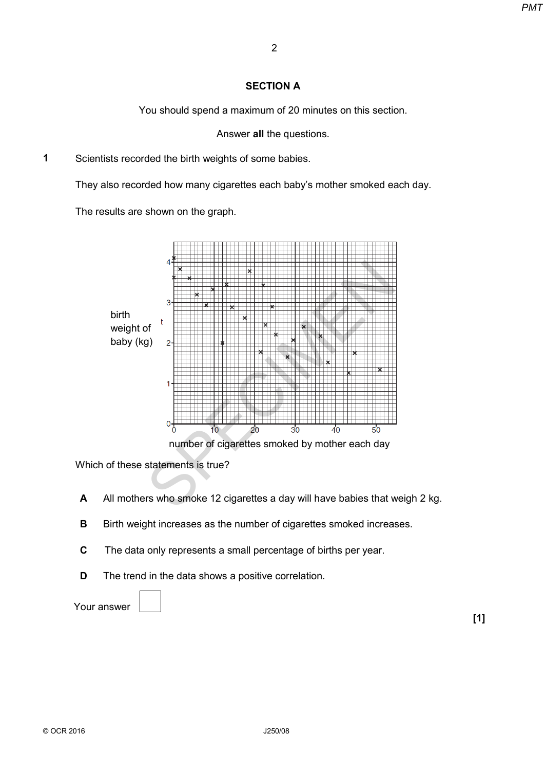## SECTION A

You should spend a maximum of 20 minutes on this section.

Answer **all** the questions.

**1** Scientists recorded the birth weights of some babies.

They also recorded how many cigarettes each baby's mother smoked each day.

The results are shown on the graph.

birth weight of baby (kg)

number of cigarettes smoked by mother each day

Which of these statements is true?

**A** All mothers who smoke 12 cigarettes a day will have babies that weigh 2 kg.

**B** Birth weight increases as the number of cigarettes smoked increases.

**C** The data only represents a small percentage of births per year.

**D** The trend in the data shows a positive correlation.

Your answer

**[1]**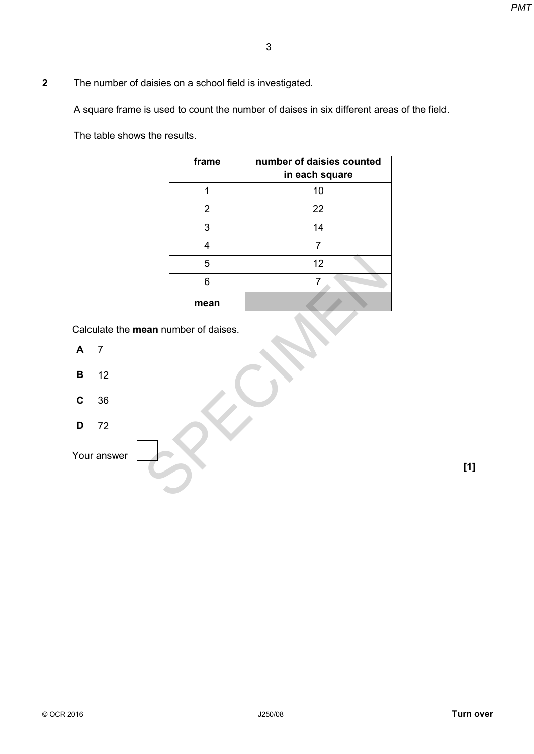**2** The number of daisies on a school field is investigated.

A square frame is used to count the number of daises in six different areas of the field.

The table shows the results.

| frame | number of daisies counted in each square |
|---|---|
| 1 | 10 |
| 2 | 22 |
| 3 | 14 |
| 4 | 7 |
| 5 | 12 |
| 6 | 7 |
| **mean** | |

Calculate the **mean** number of daises.

**A** 7

**B** 12

**C** 36

**D** 72

Your answer [ ] **[1]**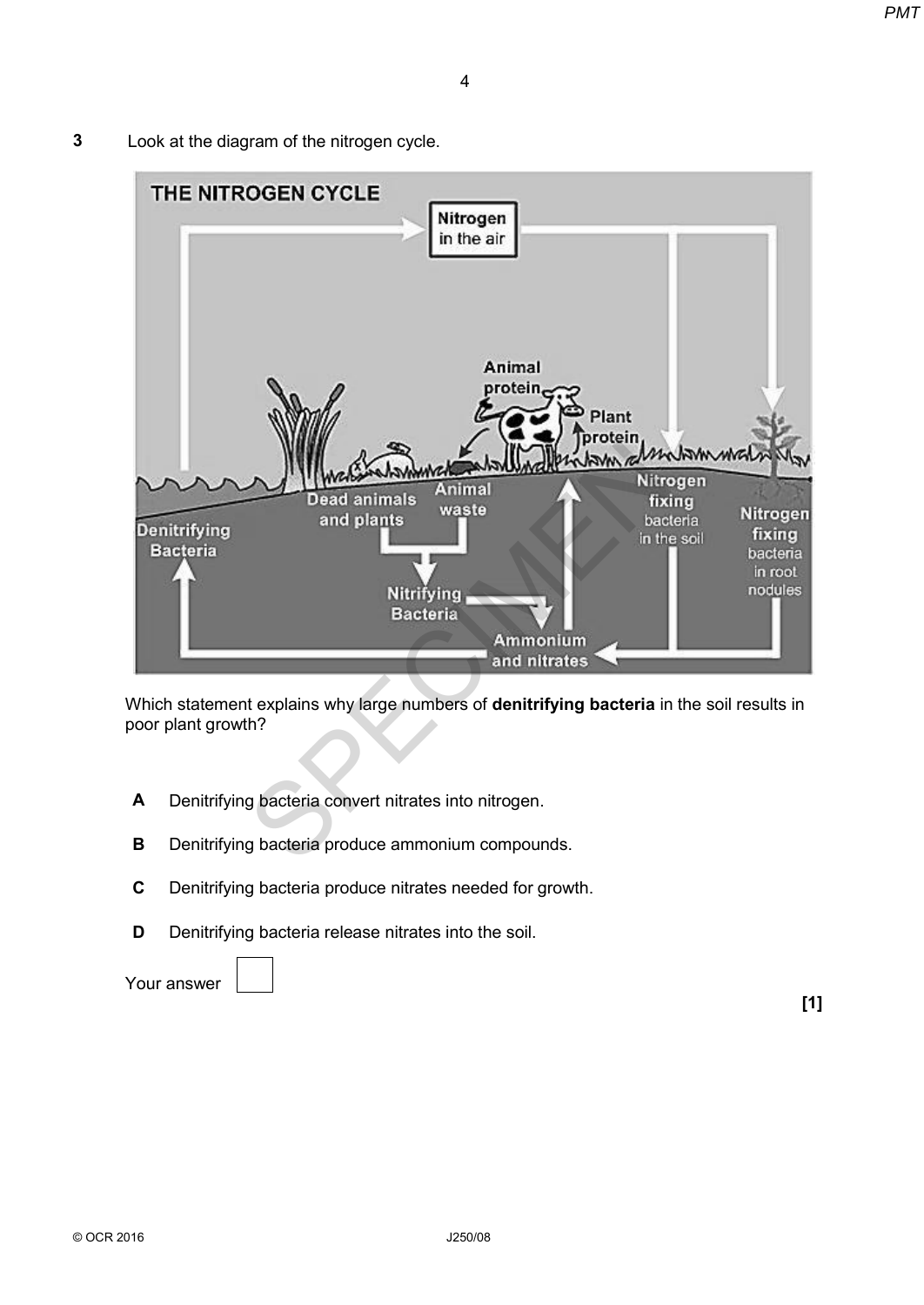**3** Look at the diagram of the nitrogen cycle.

Which statement explains why large numbers of **denitrifying bacteria** in the soil results in poor plant growth?

**A** Denitrifying bacteria convert nitrates into nitrogen.

**B** Denitrifying bacteria produce ammonium compounds.

**C** Denitrifying bacteria produce nitrates needed for growth.

**D** Denitrifying bacteria release nitrates into the soil.

Your answer

**[1]**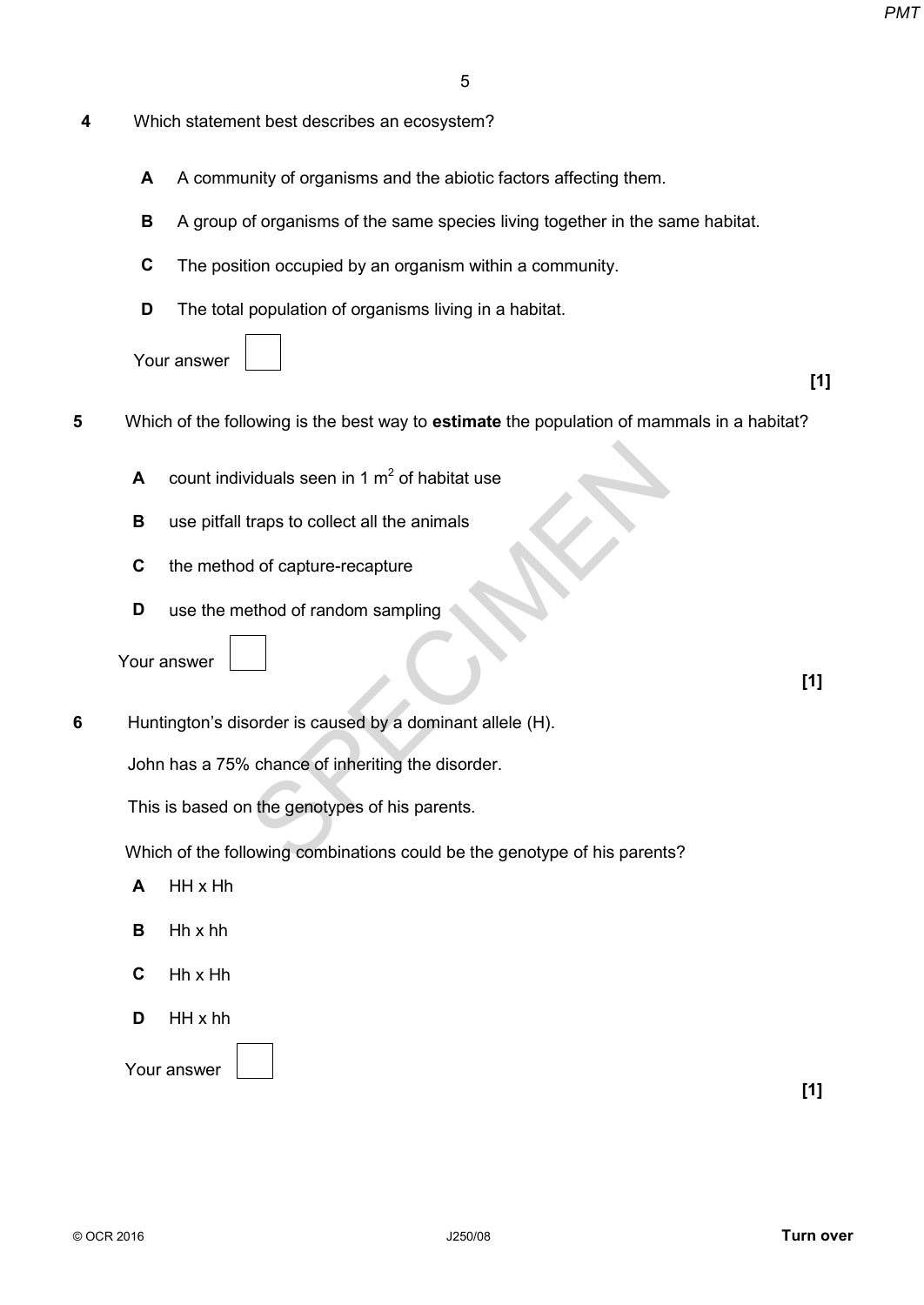**4** Which statement best describes an ecosystem?

**A** A community of organisms and the abiotic factors affecting them.

**B** A group of organisms of the same species living together in the same habitat.

**C** The position occupied by an organism within a community.

**D** The total population of organisms living in a habitat.

Your answer

**[1]**

**5** Which of the following is the best way to **estimate** the population of mammals in a habitat?

**A** count individuals seen in 1 $m^2$ of habitat use

**B** use pitfall traps to collect all the animals

**C** the method of capture-recapture

**D** use the method of random sampling

Your answer

**[1]**

**6** Huntington's disorder is caused by a dominant allele (H).

John has a 75% chance of inheriting the disorder.

This is based on the genotypes of his parents.

Which of the following combinations could be the genotype of his parents?

**A** HH x Hh

**B** Hh x hh

**C** Hh x Hh

**D** HH x hh

Your answer

**[1]**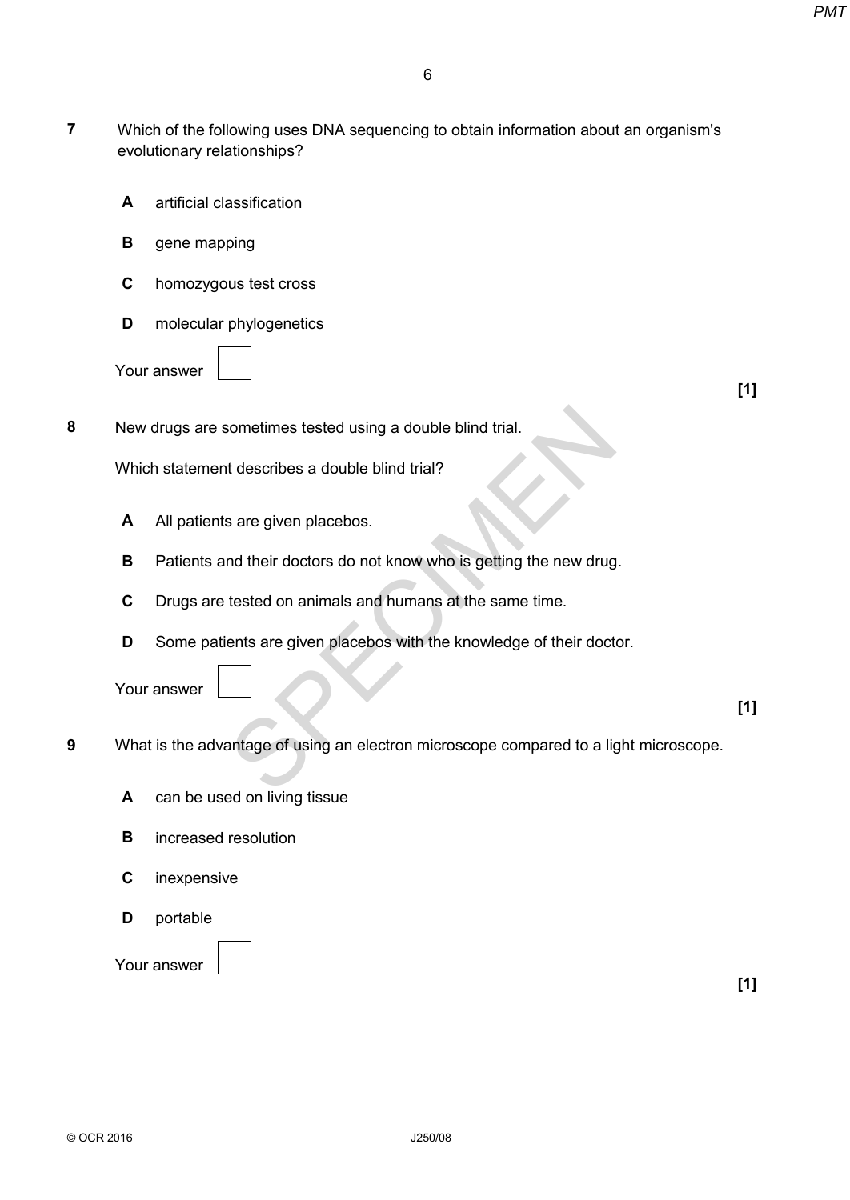**7** Which of the following uses DNA sequencing to obtain information about an organism's evolutionary relationships?

**A** artificial classification

**B** gene mapping

**C** homozygous test cross

**D** molecular phylogenetics

Your answer

**[1]**

**8** New drugs are sometimes tested using a double blind trial.

Which statement describes a double blind trial?

**A** All patients are given placebos.

**B** Patients and their doctors do not know who is getting the new drug.

**C** Drugs are tested on animals and humans at the same time.

**D** Some patients are given placebos with the knowledge of their doctor.

Your answer

**[1]**

**9** What is the advantage of using an electron microscope compared to a light microscope.

**A** can be used on living tissue

**B** increased resolution

**C** inexpensive

**D** portable

Your answer

**[1]**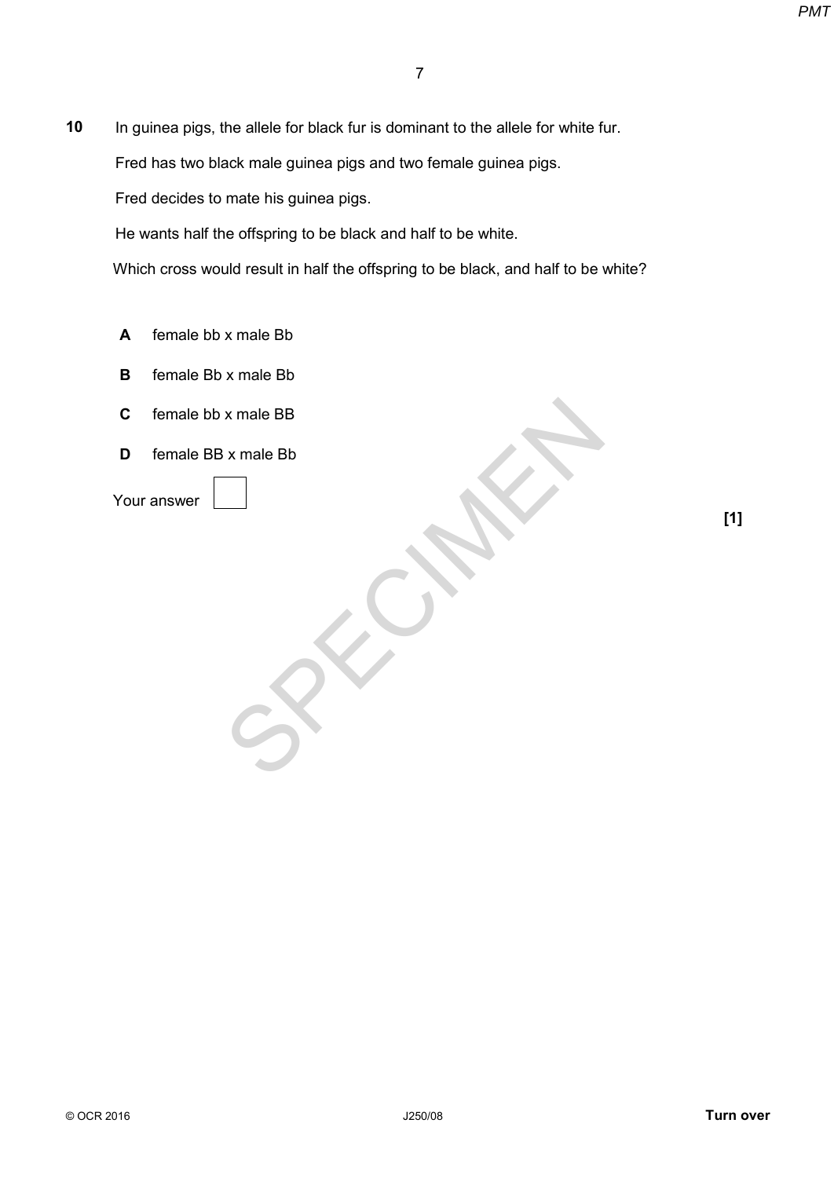**10** In guinea pigs, the allele for black fur is dominant to the allele for white fur.

Fred has two black male guinea pigs and two female guinea pigs.

Fred decides to mate his guinea pigs.

He wants half the offspring to be black and half to be white.

Which cross would result in half the offspring to be black, and half to be white?

**A** female bb x male Bb

**B** female Bb x male Bb

**C** female bb x male BB

**D** female BB x male Bb

Your answer ☐

**[1]**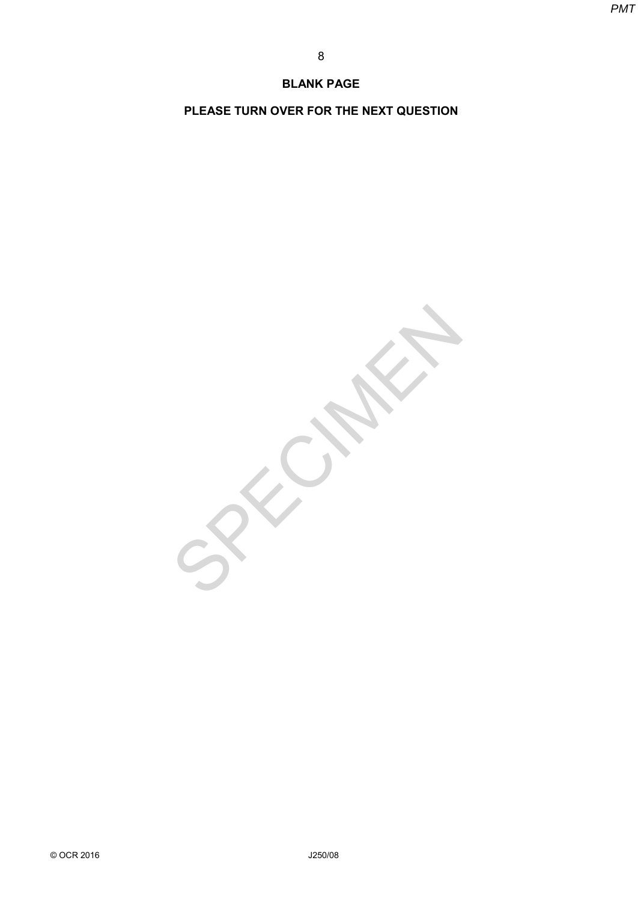**BLANK PAGE**

**PLEASE TURN OVER FOR THE NEXT QUESTION**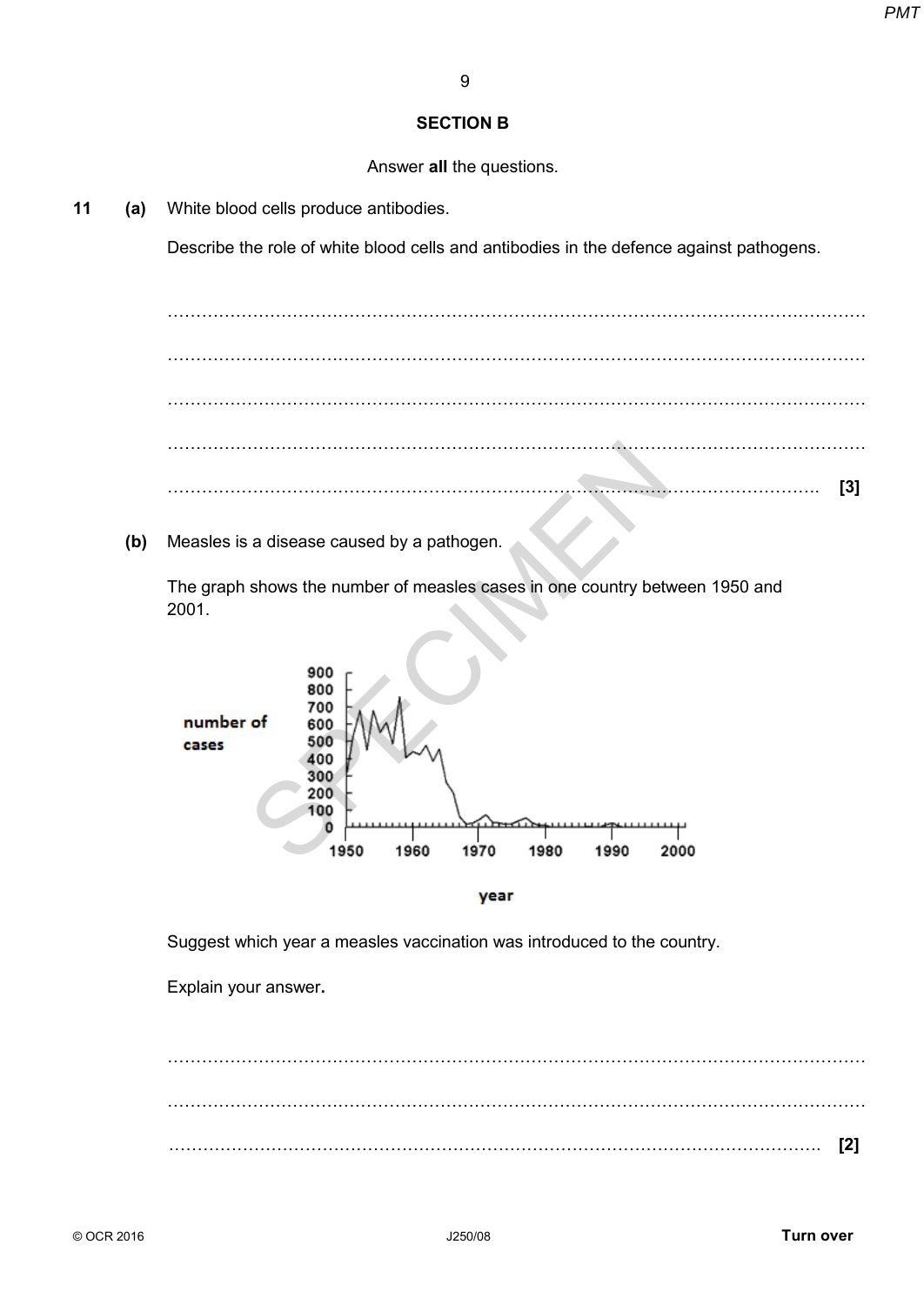## SECTION B

Answer **all** the questions.

**11 (a)** White blood cells produce antibodies.

Describe the role of white blood cells and antibodies in the defence against pathogens.

.......................................................................................................................................

.......................................................................................................................................

.......................................................................................................................................

.......................................................................................................................................

....................................................................................................................................... **[3]**

**(b)** Measles is a disease caused by a pathogen.

The graph shows the number of measles cases in one country between 1950 and 2001.

Suggest which year a measles vaccination was introduced to the country.

Explain your answer**.**

.......................................................................................................................................

.......................................................................................................................................

....................................................................................................................................... **[2]**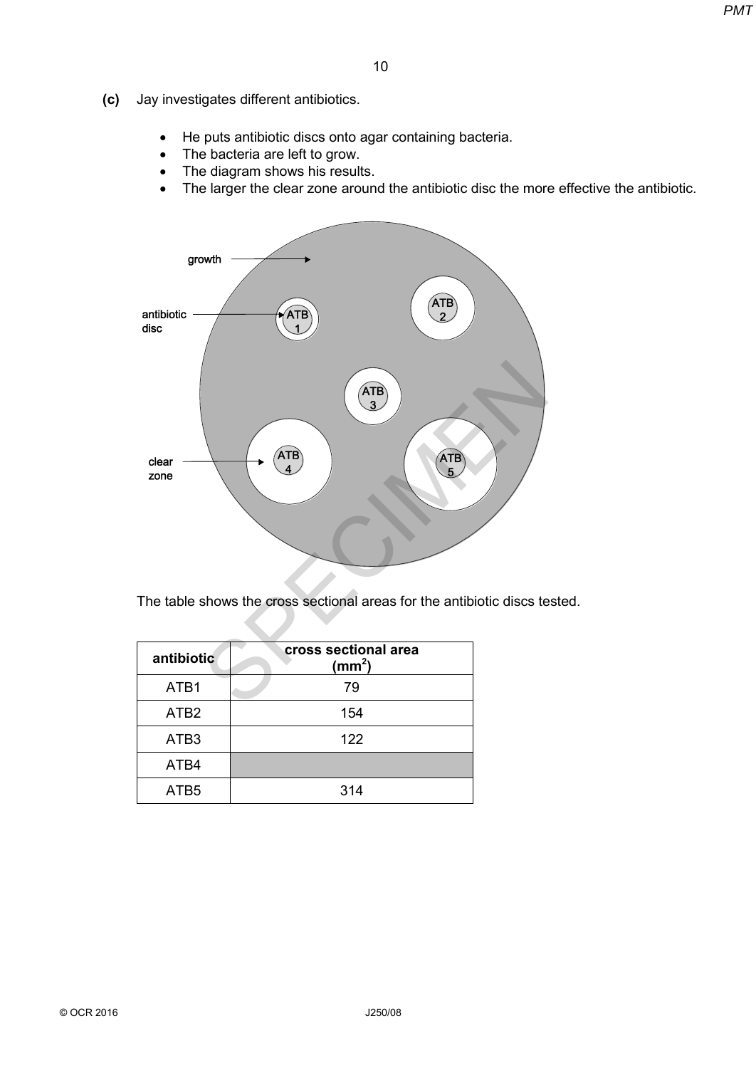**(c)** Jay investigates different antibiotics.

- He puts antibiotic discs onto agar containing bacteria.
- The bacteria are left to grow.
- The diagram shows his results.
- The larger the clear zone around the antibiotic disc the more effective the antibiotic.

growth

antibiotic disc

clear zone

ATB 1

ATB 2

ATB 3

ATB 4

ATB 5

The table shows the cross sectional areas for the antibiotic discs tested.

| antibiotic | cross sectional area ($mm^2$) |
|---|---|
| ATB1 | 79 |
| ATB2 | 154 |
| ATB3 | 122 |
| ATB4 | |
| ATB5 | 314 |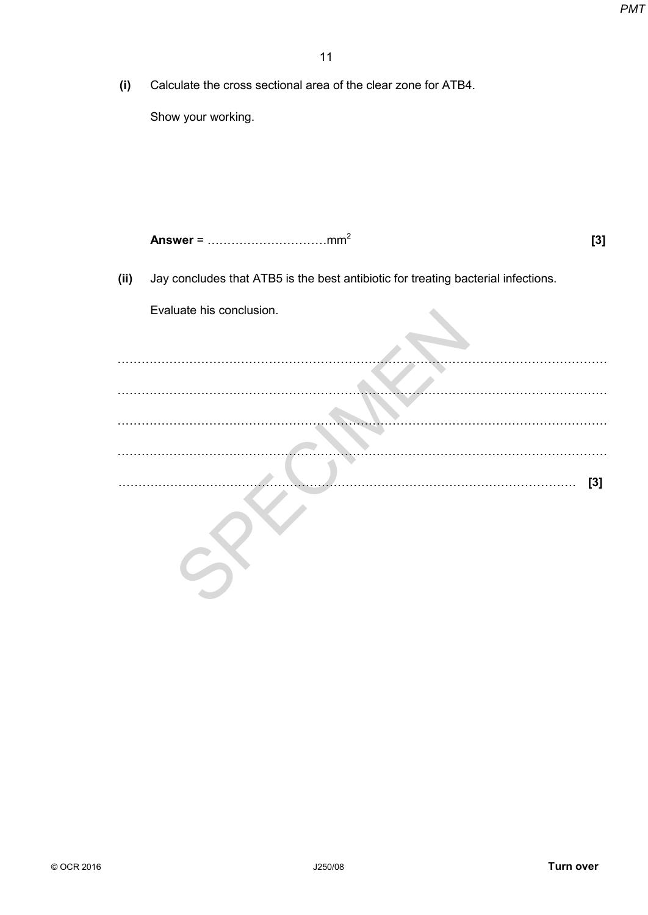**(i)** Calculate the cross sectional area of the clear zone for ATB4.

Show your working.

**Answer** = ………………………… $mm^2$ **[3]**

**(ii)** Jay concludes that ATB5 is the best antibiotic for treating bacterial infections.

Evaluate his conclusion.

……………………………………………………………………………………………………………

……………………………………………………………………………………………………………

……………………………………………………………………………………………………………

……………………………………………………………………………………………………………

…………………………………………………………………………………………………… **[3]**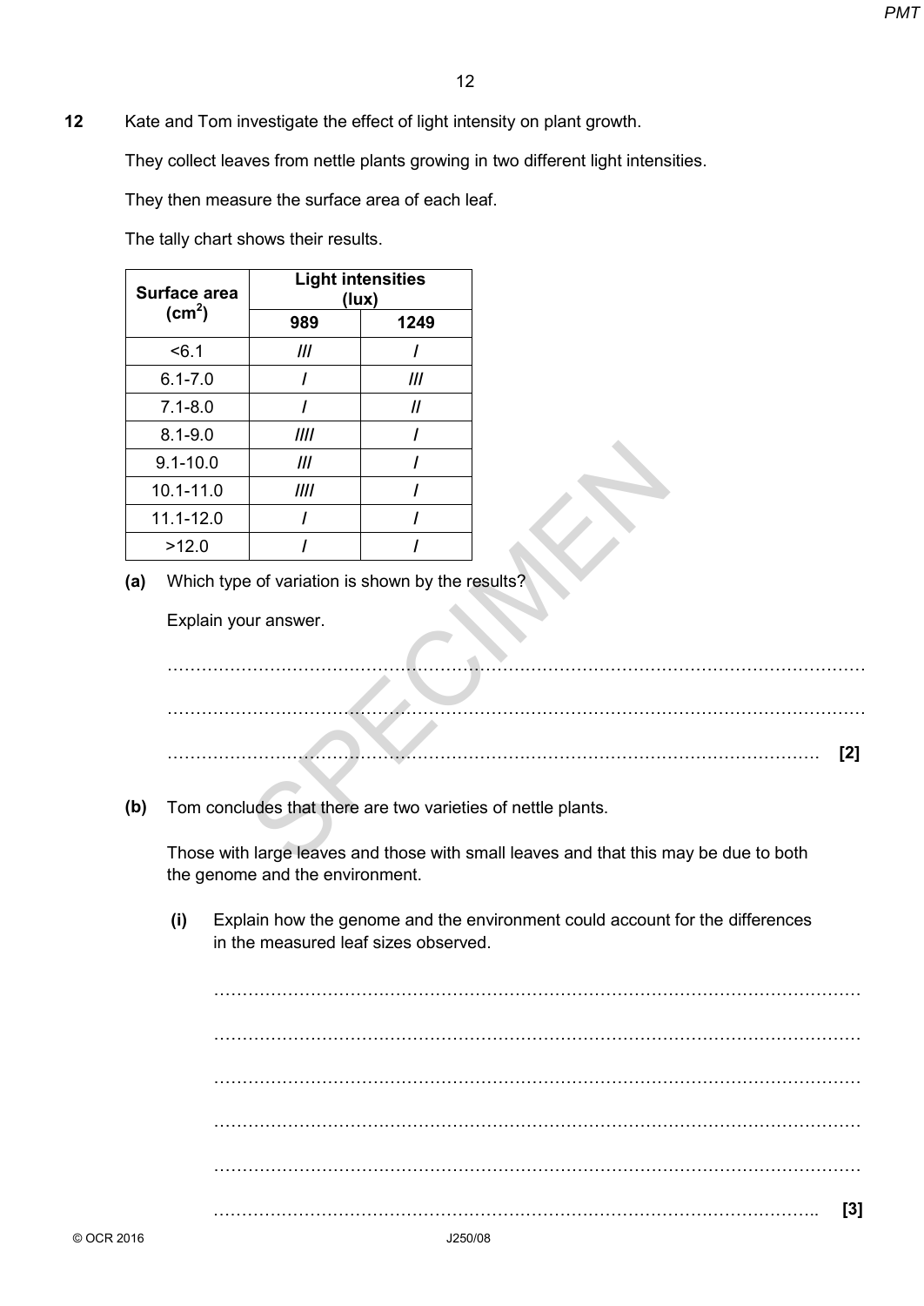**12** Kate and Tom investigate the effect of light intensity on plant growth.

They collect leaves from nettle plants growing in two different light intensities.

They then measure the surface area of each leaf.

The tally chart shows their results.

| Surface area ($cm^2$) | Light intensities (lux) | |
|---|---|---|
| | 989 | 1249 |
| <6.1 | /// | / |
| 6.1-7.0 | / | /// |
| 7.1-8.0 | / | // |
| 8.1-9.0 | //// | / |
| 9.1-10.0 | /// | / |
| 10.1-11.0 | //// | / |
| 11.1-12.0 | / | / |
| >12.0 | / | / |

**(a)** Which type of variation is shown by the results?

Explain your answer.

…………………………………………………………………………………………………………

…………………………………………………………………………………………………………

………………………………………………………………………………………………… **[2]**

**(b)** Tom concludes that there are two varieties of nettle plants.

Those with large leaves and those with small leaves and that this may be due to both the genome and the environment.

**(i)** Explain how the genome and the environment could account for the differences in the measured leaf sizes observed.

…………………………………………………………………………………………………………

…………………………………………………………………………………………………………

…………………………………………………………………………………………………………

…………………………………………………………………………………………………………

…………………………………………………………………………………………………………

………………………………………………………………………………………………… **[3]**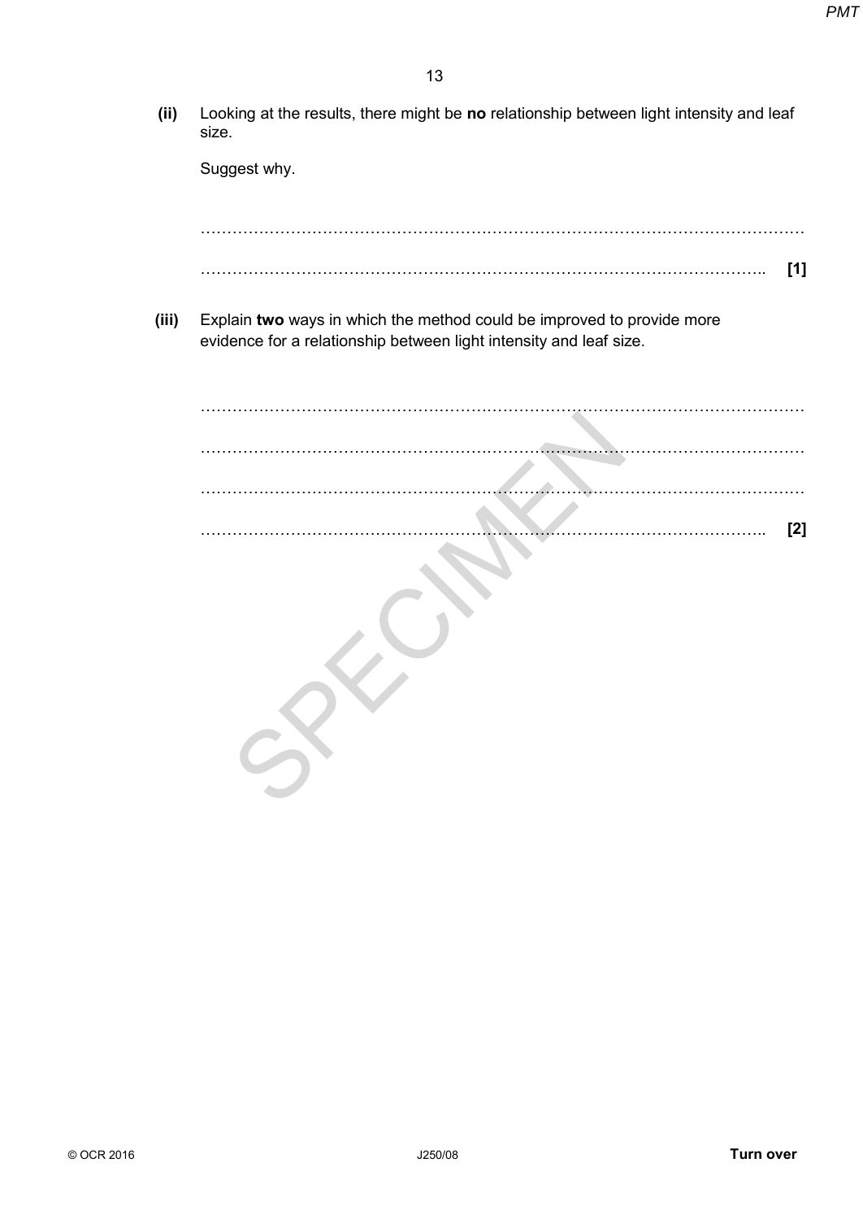**(ii)** Looking at the results, there might be **no** relationship between light intensity and leaf size.

Suggest why.

………………………………………………………………………………………………………

…………………………………………………………………………………………….. **[1]**

**(iii)** Explain **two** ways in which the method could be improved to provide more evidence for a relationship between light intensity and leaf size.

………………………………………………………………………………………………………

………………………………………………………………………………………………………

………………………………………………………………………………………………………

…………………………………………………………………………………………….. **[2]**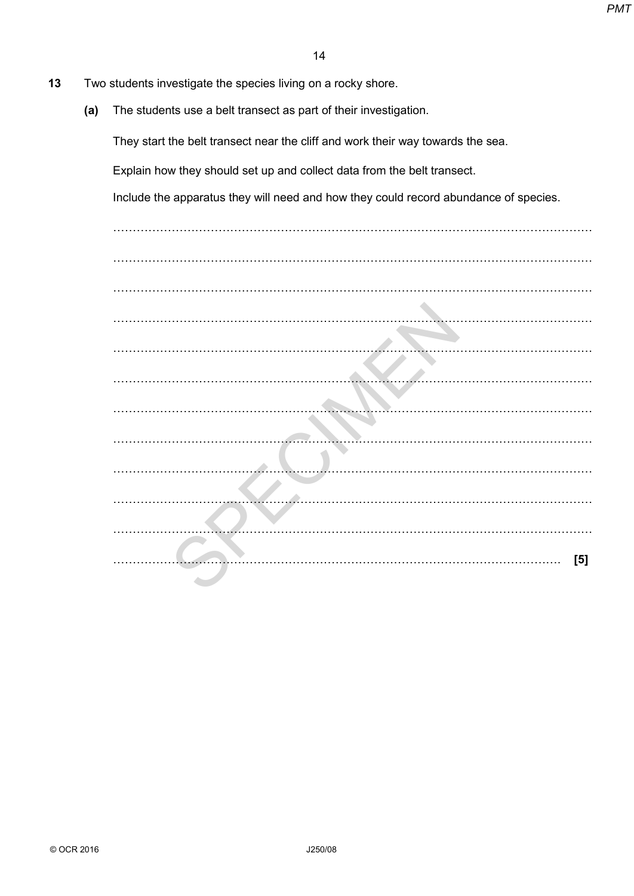**13** Two students investigate the species living on a rocky shore.

**(a)** The students use a belt transect as part of their investigation.

They start the belt transect near the cliff and work their way towards the sea.

Explain how they should set up and collect data from the belt transect.

Include the apparatus they will need and how they could record abundance of species.

..........................................................................................................................................

..........................................................................................................................................

..........................................................................................................................................

..........................................................................................................................................

..........................................................................................................................................

..........................................................................................................................................

..........................................................................................................................................

..........................................................................................................................................

..........................................................................................................................................

..........................................................................................................................................

..........................................................................................................................................

.................................................................................................................................. **[5]**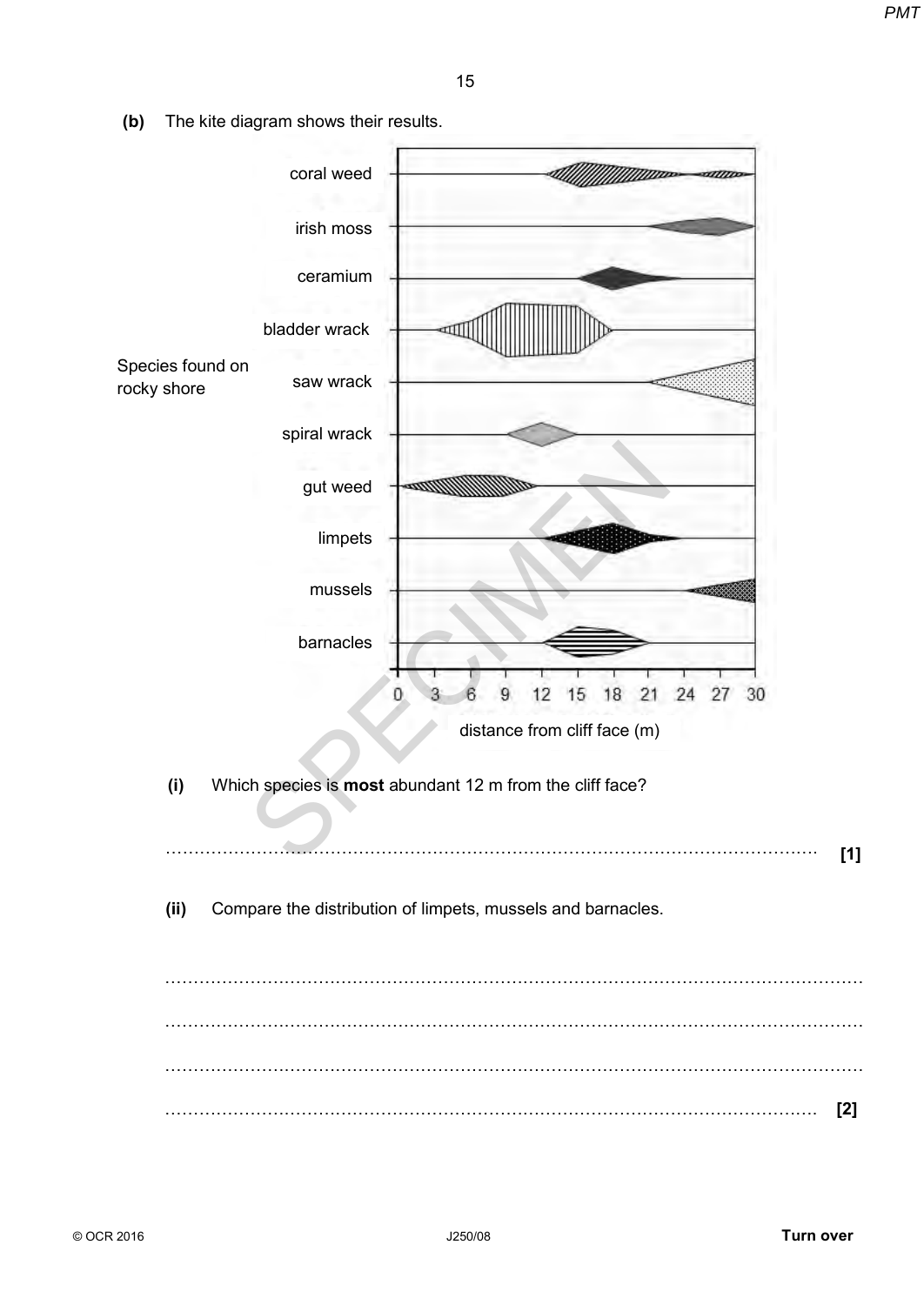**(b)** The kite diagram shows their results.

**(i)** Which species is **most** abundant 12 m from the cliff face?

.................................................................................................................... **[1]**

**(ii)** Compare the distribution of limpets, mussels and barnacles.

....................................................................................................................

....................................................................................................................

....................................................................................................................

.................................................................................................................... **[2]**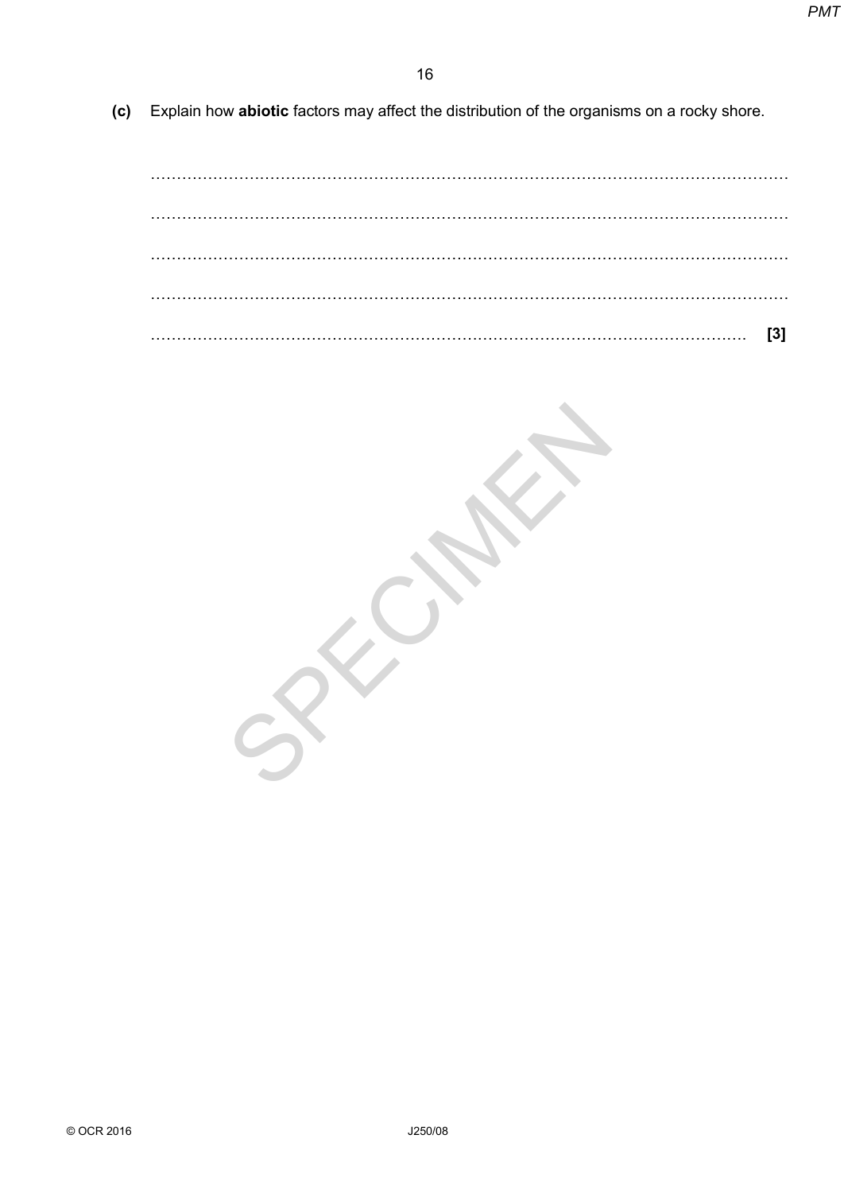**(c)** Explain how **abiotic** factors may affect the distribution of the organisms on a rocky shore.

.......................................................................................................................................

.......................................................................................................................................

.......................................................................................................................................

.......................................................................................................................................

....................................................................................................................................... **[3]**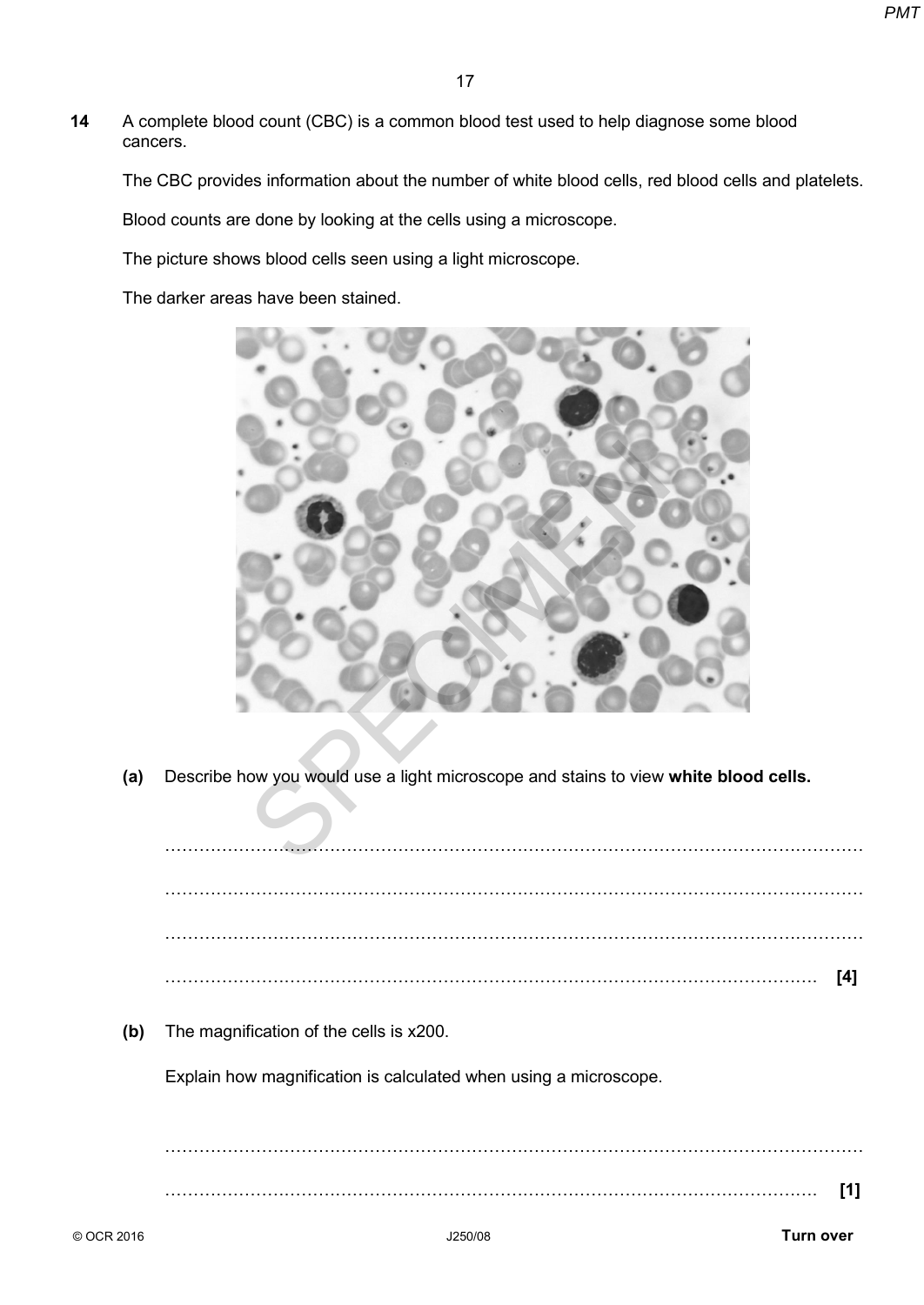**14** A complete blood count (CBC) is a common blood test used to help diagnose some blood cancers.

The CBC provides information about the number of white blood cells, red blood cells and platelets.

Blood counts are done by looking at the cells using a microscope.

The picture shows blood cells seen using a light microscope.

The darker areas have been stained.

**(a)** Describe how you would use a light microscope and stains to view **white blood cells.**

..........................................................................................................................................

..........................................................................................................................................

..........................................................................................................................................

.......................................................................................................................................... **[4]**

**(b)** The magnification of the cells is x200.

Explain how magnification is calculated when using a microscope.

..........................................................................................................................................

.......................................................................................................................................... **[1]**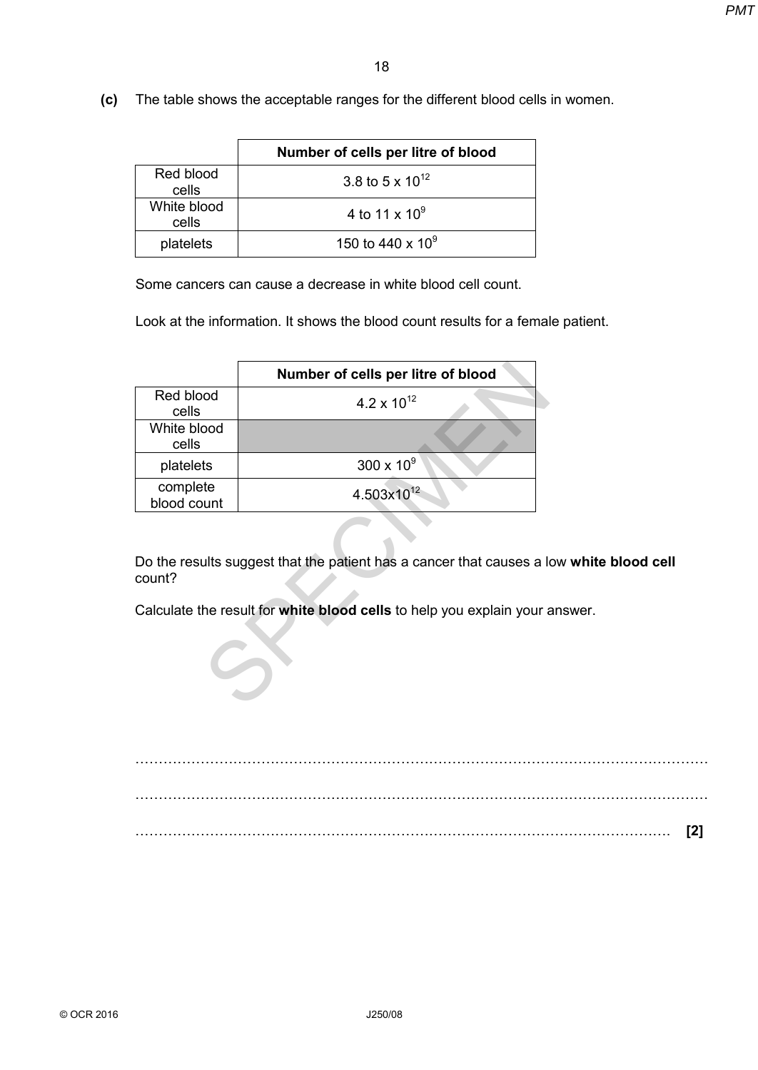**(c)** The table shows the acceptable ranges for the different blood cells in women.

| | Number of cells per litre of blood |
|---|---|
| Red blood cells | 3.8 to 5 x $10^{12}$ |
| White blood cells | 4 to 11 x $10^{9}$ |
| platelets | 150 to 440 x $10^{9}$ |

Some cancers can cause a decrease in white blood cell count.

Look at the information. It shows the blood count results for a female patient.

| | Number of cells per litre of blood |
|---|---|
| Red blood cells | 4.2 x $10^{12}$ |
| White blood cells | |
| platelets | 300 x $10^{9}$ |
| complete blood count | 4.503x$10^{12}$ |

Do the results suggest that the patient has a cancer that causes a low **white blood cell** count?

Calculate the result for **white blood cells** to help you explain your answer.

.......................................................................................................................................

.......................................................................................................................................

..................................................................................................................................... **[2]**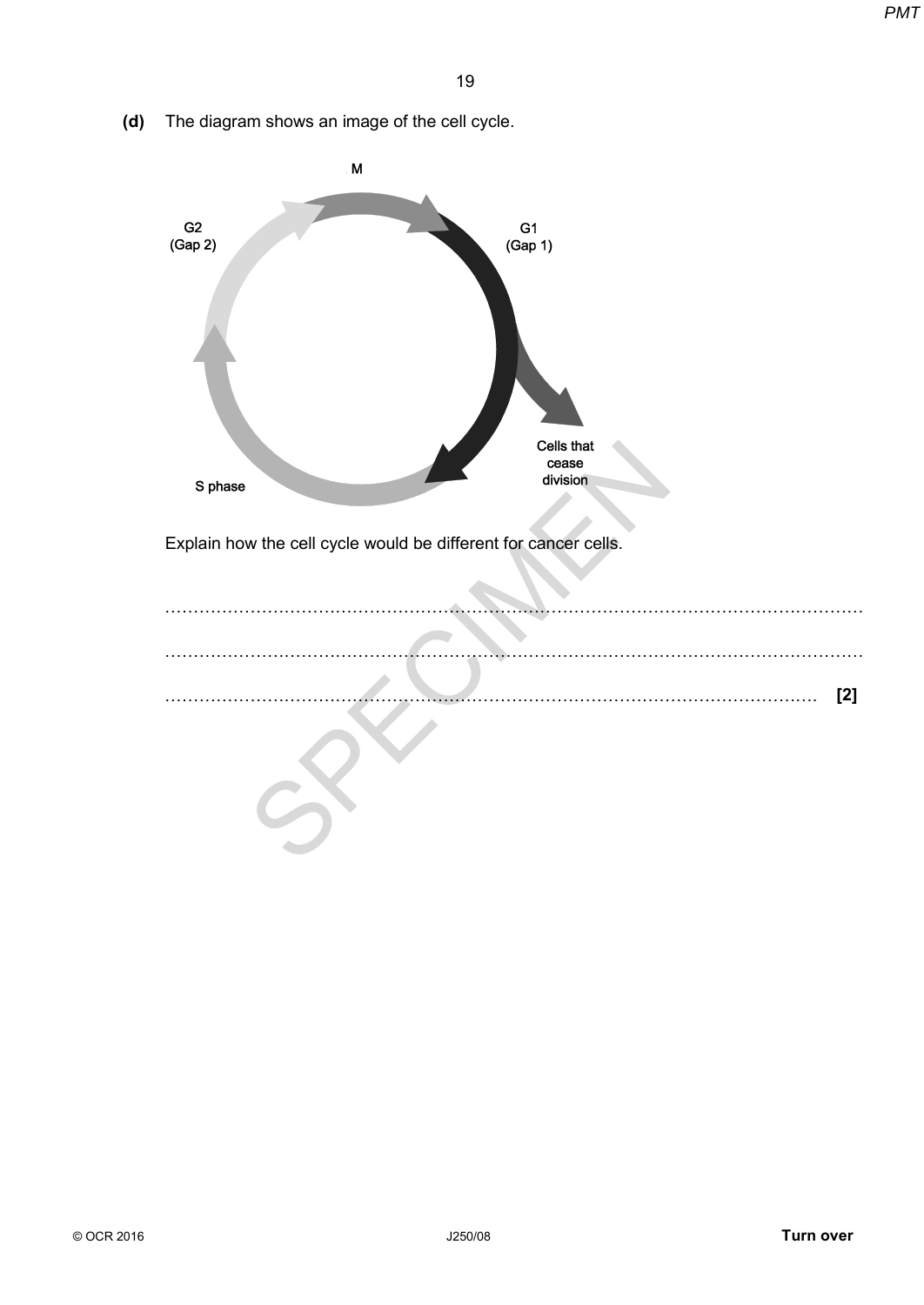**(d)** The diagram shows an image of the cell cycle.

M

G2 (Gap 2)

G1 (Gap 1)

Cells that cease division

S phase

Explain how the cell cycle would be different for cancer cells.

......................................................................................................................................

......................................................................................................................................

...................................................................................................................................... **[2]**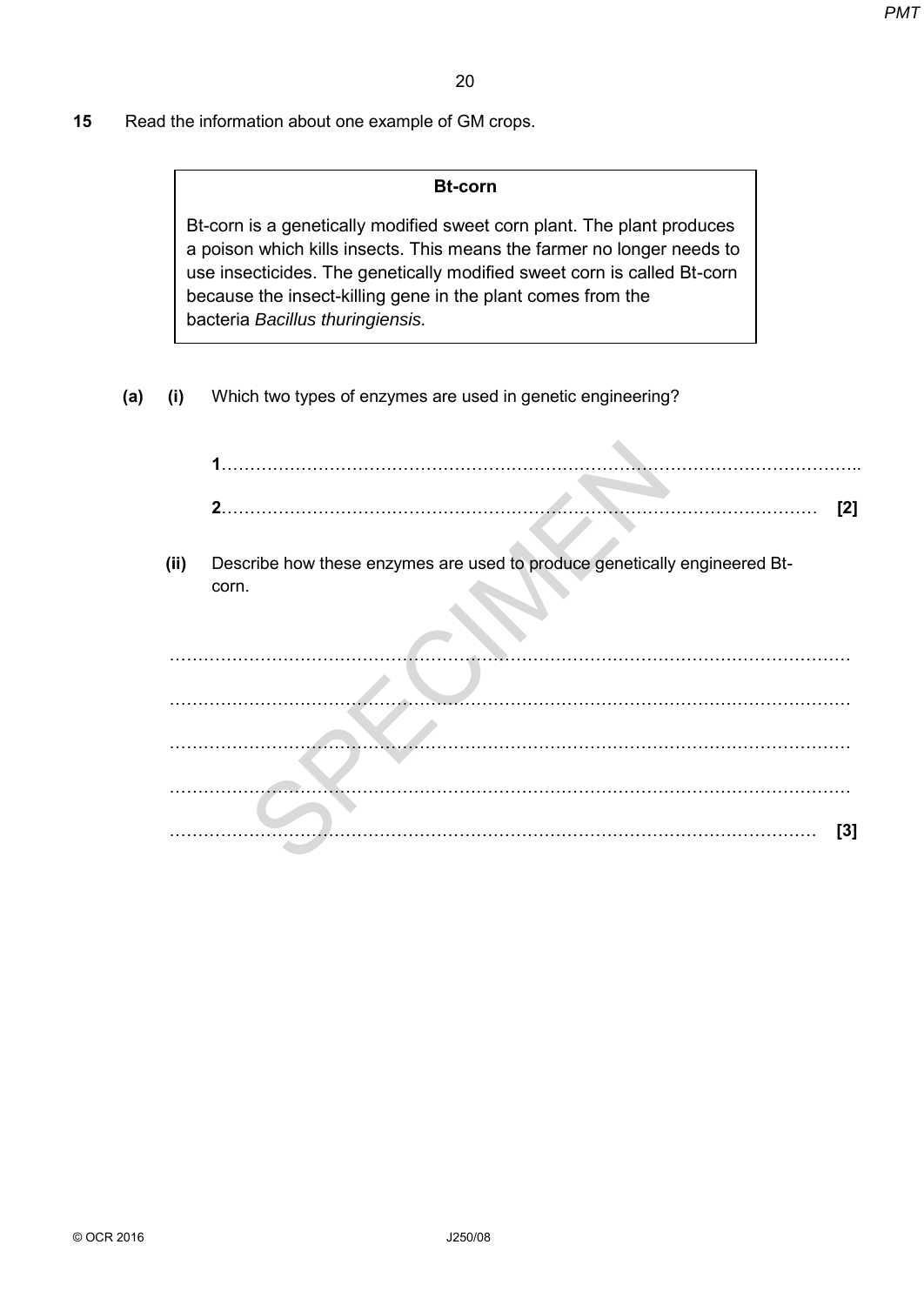**15** Read the information about one example of GM crops.

> **Bt-corn**
>
> Bt-corn is a genetically modified sweet corn plant. The plant produces a poison which kills insects. This means the farmer no longer needs to use insecticides. The genetically modified sweet corn is called Bt-corn because the insect-killing gene in the plant comes from the bacteria *Bacillus thuringiensis.*

**(a) (i)** Which two types of enzymes are used in genetic engineering?

**1**……………………………………………………………………………………………..

**2**…………………………………………………………………………………………… **[2]**

**(ii)** Describe how these enzymes are used to produce genetically engineered Bt-corn.

……………………………………………………………………………………………………

……………………………………………………………………………………………………

……………………………………………………………………………………………………

……………………………………………………………………………………………………

…………………………………………………………………………………………………… **[3]**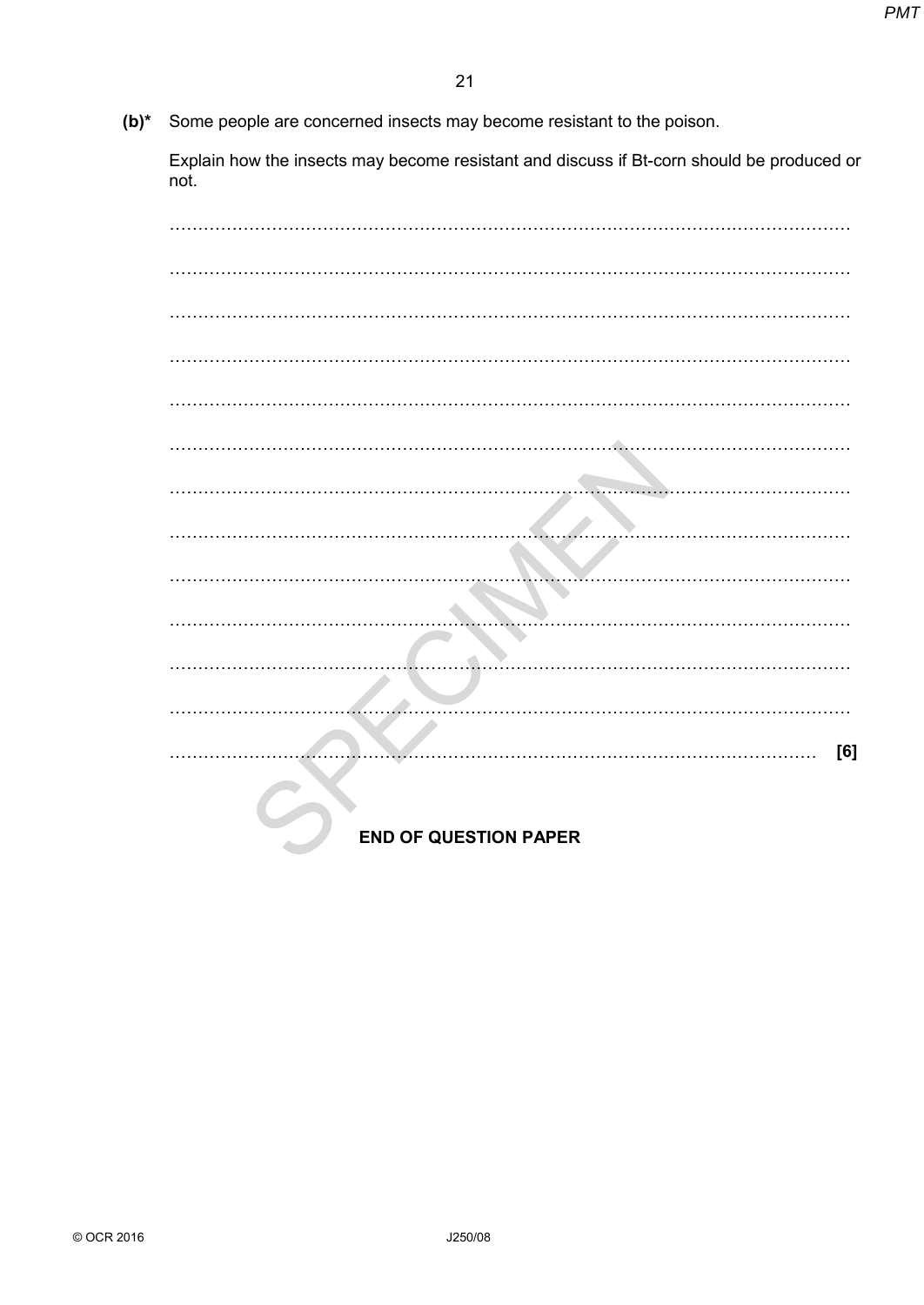**(b)*** Some people are concerned insects may become resistant to the poison.

Explain how the insects may become resistant and discuss if Bt-corn should be produced or not.

.......................................................................................................................................

.......................................................................................................................................

.......................................................................................................................................

.......................................................................................................................................

.......................................................................................................................................

.......................................................................................................................................

.......................................................................................................................................

.......................................................................................................................................

.......................................................................................................................................

.......................................................................................................................................

.......................................................................................................................................

.......................................................................................................................................

................................................................................................................................ **[6]**

**END OF QUESTION PAPER**